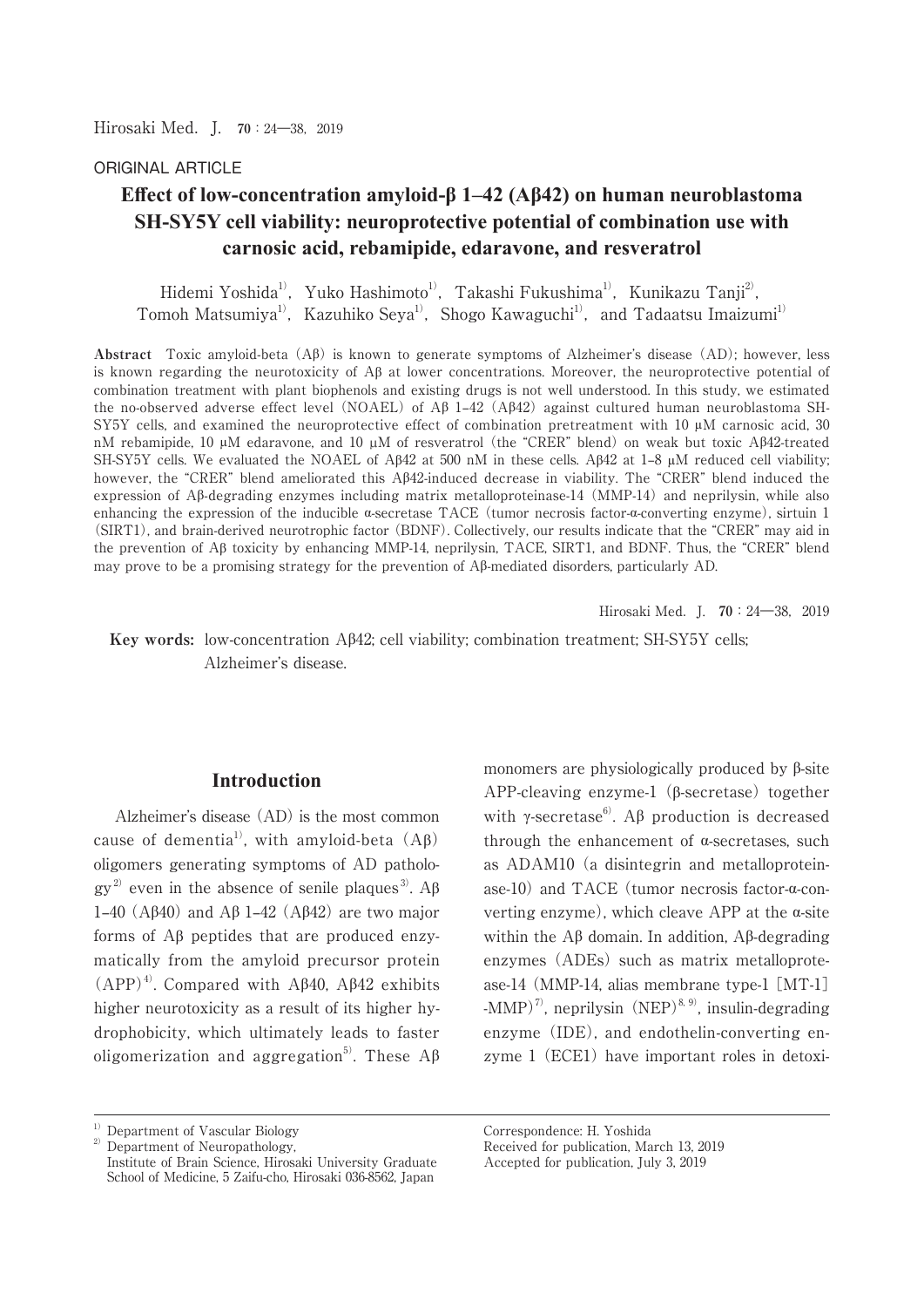ORIGINAL ARTICLE

# Effect of low-concentration amyloid-β 1–42 (Aβ42) on human neuroblastoma SH-SY5Y cell viability: neuroprotective potential of combination use with carnosic acid, rebamipide, edaravone, and resveratrol

Hidemi Yoshida[1], Yuko Hashimoto[1], Takashi Fukushima[1], Kunikazu Tanji[2], Tomoh Matsumiya[1], Kazuhiko Seya[1], Shogo Kawaguchi[1], and Tadaatsu Imaizumi[1]

**Abstract** Toxic amyloid-beta (Aβ) is known to generate symptoms of Alzheimer's disease (AD); however, less is known regarding the neurotoxicity of Aβ at lower concentrations. Moreover, the neuroprotective potential of combination treatment with plant biophenols and existing drugs is not well understood. In this study, we estimated the no-observed adverse effect level (NOAEL) of Aβ 1–42 (Aβ42) against cultured human neuroblastoma SH-SY5Y cells, and examined the neuroprotective effect of combination pretreatment with 10 μM carnosic acid, 30 nM rebamipide, 10 μM edaravone, and 10 μM of resveratrol (the "CRER" blend) on weak but toxic Aβ42-treated SH-SY5Y cells. We evaluated the NOAEL of Aβ42 at 500 nM in these cells. Aβ42 at 1–8 μM reduced cell viability; however, the "CRER" blend ameliorated this Aβ42-induced decrease in viability. The "CRER" blend induced the expression of Aβ-degrading enzymes including matrix metalloproteinase-14 (MMP-14) and neprilysin, while also enhancing the expression of the inducible α-secretase TACE (tumor necrosis factor-α-converting enzyme), sirtuin 1 (SIRT1), and brain-derived neurotrophic factor (BDNF). Collectively, our results indicate that the "CRER" may aid in the prevention of Aβ toxicity by enhancing MMP-14, neprilysin, TACE, SIRT1, and BDNF. Thus, the "CRER" blend may prove to be a promising strategy for the prevention of Aβ-mediated disorders, particularly AD.

**Key words:** low-concentration Aβ42; cell viability; combination treatment; SH-SY5Y cells; Alzheimer's disease.

## Introduction

Alzheimer's disease (AD) is the most common cause of dementia[1], with amyloid-beta (Aβ) oligomers generating symptoms of AD pathology[2] even in the absence of senile plaques[3]. Aβ 1–40 (Aβ40) and Aβ 1–42 (Aβ42) are two major forms of Aβ peptides that are produced enzymatically from the amyloid precursor protein (APP)[4]. Compared with Aβ40, Aβ42 exhibits higher neurotoxicity as a result of its higher hydrophobicity, which ultimately leads to faster oligomerization and aggregation[5]. These Aβ monomers are physiologically produced by β-site APP-cleaving enzyme-1 (β-secretase) together with γ-secretase[6]. Aβ production is decreased through the enhancement of α-secretases, such as ADAM10 (a disintegrin and metalloproteinase-10) and TACE (tumor necrosis factor-α-converting enzyme), which cleave APP at the α-site within the Aβ domain. In addition, Aβ-degrading enzymes (ADEs) such as matrix metalloprotease-14 (MMP-14, alias membrane type-1 [MT-1] -MMP)[7], neprilysin (NEP)[8,9], insulin-degrading enzyme (IDE), and endothelin-converting enzyme 1 (ECE1) have important roles in detoxi-

---

[1] Department of Vascular Biology
[2] Department of Neuropathology,
Institute of Brain Science, Hirosaki University Graduate School of Medicine, 5 Zaifu-cho, Hirosaki 036-8562, Japan

Correspondence: H. Yoshida
Received for publication, March 13, 2019
Accepted for publication, July 3, 2019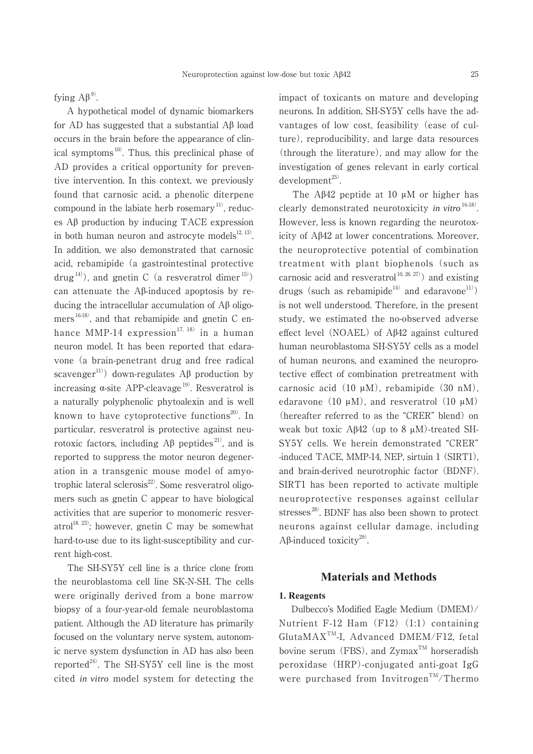fying Aβ[9].

A hypothetical model of dynamic biomarkers for AD has suggested that a substantial Aβ load occurs in the brain before the appearance of clinical symptoms[10]. Thus, this preclinical phase of AD provides a critical opportunity for preventive intervention. In this context, we previously found that carnosic acid, a phenolic diterpene compound in the labiate herb rosemary[11], reduces Aβ production by inducing TACE expression in both human neuron and astrocyte models[12, 13]. In addition, we also demonstrated that carnosic acid, rebamipide (a gastrointestinal protective drug[14]), and gnetin C (a resveratrol dimer[15]) can attenuate the Aβ-induced apoptosis by reducing the intracellular accumulation of Aβ oligomers[16-18], and that rebamipide and gnetin C enhance MMP-14 expression[17, 18] in a human neuron model. It has been reported that edaravone (a brain-penetrant drug and free radical scavenger[11]) down-regulates Aβ production by increasing α-site APP-cleavage[19]. Resveratrol is a naturally polyphenolic phytoalexin and is well known to have cytoprotective functions[20]. In particular, resveratrol is protective against neurotoxic factors, including Aβ peptides[21], and is reported to suppress the motor neuron degeneration in a transgenic mouse model of amyotrophic lateral sclerosis[22]. Some resveratrol oligomers such as gnetin C appear to have biological activities that are superior to monomeric resveratrol[18, 23]; however, gnetin C may be somewhat hard-to-use due to its light-susceptibility and current high-cost.

The SH-SY5Y cell line is a thrice clone from the neuroblastoma cell line SK-N-SH. The cells were originally derived from a bone marrow biopsy of a four-year-old female neuroblastoma patient. Although the AD literature has primarily focused on the voluntary nerve system, autonomic nerve system dysfunction in AD has also been reported[24]. The SH-SY5Y cell line is the most cited *in vitro* model system for detecting the impact of toxicants on mature and developing neurons. In addition, SH-SY5Y cells have the advantages of low cost, feasibility (ease of culture), reproducibility, and large data resources (through the literature), and may allow for the investigation of genes relevant in early cortical development[25].

The Aβ42 peptide at 10 μM or higher has clearly demonstrated neurotoxicity *in vitro*[16-18]. However, less is known regarding the neurotoxicity of Aβ42 at lower concentrations. Moreover, the neuroprotective potential of combination treatment with plant biophenols (such as carnosic acid and resveratrol[10, 26, 27]) and existing drugs (such as rebamipide[14] and edaravone[11]) is not well understood. Therefore, in the present study, we estimated the no-observed adverse effect level (NOAEL) of Aβ42 against cultured human neuroblastoma SH-SY5Y cells as a model of human neurons, and examined the neuroprotective effect of combination pretreatment with carnosic acid (10 μM), rebamipide (30 nM), edaravone (10 μM), and resveratrol (10 μM) (hereafter referred to as the "CRER" blend) on weak but toxic Aβ42 (up to 8 μM)-treated SH-SY5Y cells. We herein demonstrated "CRER"-induced TACE, MMP-14, NEP, sirtuin 1 (SIRT1), and brain-derived neurotrophic factor (BDNF). SIRT1 has been reported to activate multiple neuroprotective responses against cellular stresses[28]. BDNF has also been shown to protect neurons against cellular damage, including Aβ-induced toxicity[29].

## Materials and Methods

### 1. Reagents

Dulbecco's Modified Eagle Medium (DMEM)/Nutrient F-12 Ham (F12) (1:1) containing GlutaMAX™-I, Advanced DMEM/F12, fetal bovine serum (FBS), and Zymax™ horseradish peroxidase (HRP)-conjugated anti-goat IgG were purchased from Invitrogen™/Thermo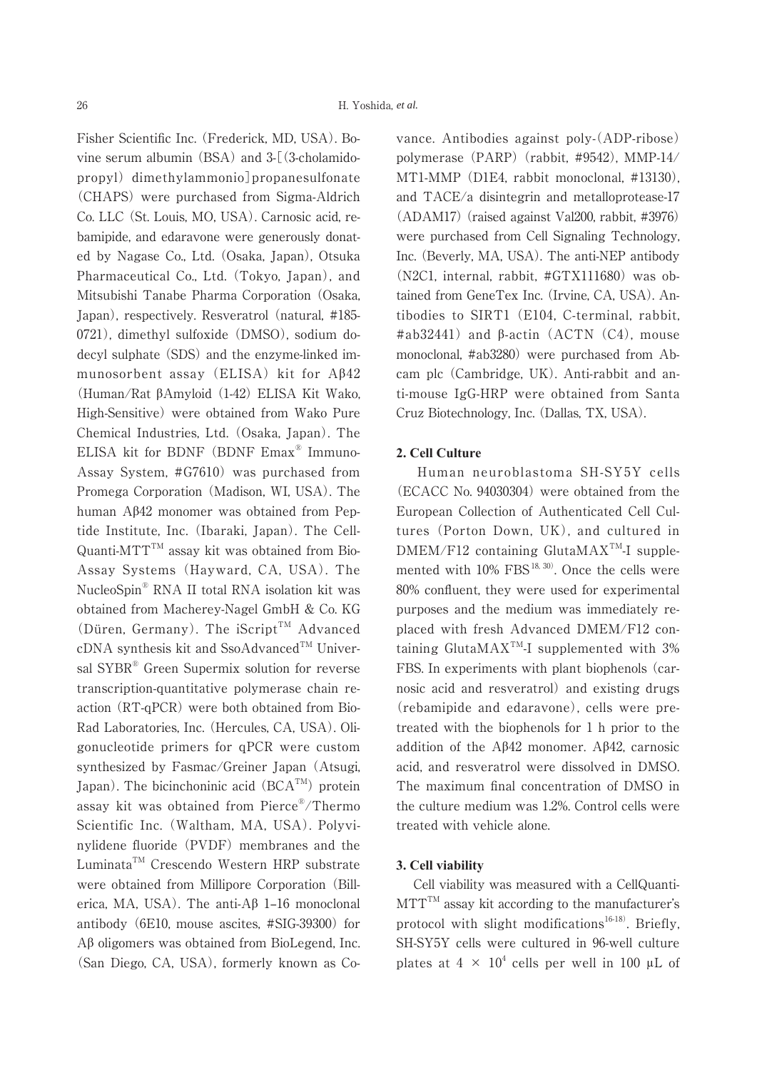Fisher Scientific Inc. (Frederick, MD, USA). Bovine serum albumin (BSA) and 3-[(3-cholamidopropyl) dimethylammonio]propanesulfonate (CHAPS) were purchased from Sigma-Aldrich Co. LLC (St. Louis, MO, USA). Carnosic acid, rebamipide, and edaravone were generously donated by Nagase Co., Ltd. (Osaka, Japan), Otsuka Pharmaceutical Co., Ltd. (Tokyo, Japan), and Mitsubishi Tanabe Pharma Corporation (Osaka, Japan), respectively. Resveratrol (natural, #185-0721), dimethyl sulfoxide (DMSO), sodium dodecyl sulphate (SDS) and the enzyme-linked immunosorbent assay (ELISA) kit for Aβ42 (Human/Rat βAmyloid (1-42) ELISA Kit Wako, High-Sensitive) were obtained from Wako Pure Chemical Industries, Ltd. (Osaka, Japan). The ELISA kit for BDNF (BDNF Emax® Immuno-Assay System, #G7610) was purchased from Promega Corporation (Madison, WI, USA). The human Aβ42 monomer was obtained from Peptide Institute, Inc. (Ibaraki, Japan). The Cell-Quanti-MTT™ assay kit was obtained from Bio-Assay Systems (Hayward, CA, USA). The NucleoSpin® RNA II total RNA isolation kit was obtained from Macherey-Nagel GmbH & Co. KG (Düren, Germany). The iScript™ Advanced cDNA synthesis kit and SsoAdvanced™ Universal SYBR® Green Supermix solution for reverse transcription-quantitative polymerase chain reaction (RT-qPCR) were both obtained from Bio-Rad Laboratories, Inc. (Hercules, CA, USA). Oligonucleotide primers for qPCR were custom synthesized by Fasmac/Greiner Japan (Atsugi, Japan). The bicinchoninic acid (BCA™) protein assay kit was obtained from Pierce®/Thermo Scientific Inc. (Waltham, MA, USA). Polyvinylidene fluoride (PVDF) membranes and the Luminata™ Crescendo Western HRP substrate were obtained from Millipore Corporation (Billerica, MA, USA). The anti-Aβ 1–16 monoclonal antibody (6E10, mouse ascites, #SIG-39300) for Aβ oligomers was obtained from BioLegend, Inc. (San Diego, CA, USA), formerly known as Covance. Antibodies against poly-(ADP-ribose) polymerase (PARP) (rabbit, #9542), MMP-14/MT1-MMP (D1E4, rabbit monoclonal, #13130), and TACE/a disintegrin and metalloprotease-17 (ADAM17) (raised against Val200, rabbit, #3976) were purchased from Cell Signaling Technology, Inc. (Beverly, MA, USA). The anti-NEP antibody (N2C1, internal, rabbit, #GTX111680) was obtained from GeneTex Inc. (Irvine, CA, USA). Antibodies to SIRT1 (E104, C-terminal, rabbit, #ab32441) and β-actin (ACTN (C4), mouse monoclonal, #ab3280) were purchased from Abcam plc (Cambridge, UK). Anti-rabbit and anti-mouse IgG-HRP were obtained from Santa Cruz Biotechnology, Inc. (Dallas, TX, USA).

### 2. Cell Culture

Human neuroblastoma SH-SY5Y cells (ECACC No. 94030304) were obtained from the European Collection of Authenticated Cell Cultures (Porton Down, UK), and cultured in DMEM/F12 containing GlutaMAX™-I supplemented with 10% FBS[18, 30]. Once the cells were 80% confluent, they were used for experimental purposes and the medium was immediately replaced with fresh Advanced DMEM/F12 containing GlutaMAX™-I supplemented with 3% FBS. In experiments with plant biophenols (carnosic acid and resveratrol) and existing drugs (rebamipide and edaravone), cells were pretreated with the biophenols for 1 h prior to the addition of the Aβ42 monomer. Aβ42, carnosic acid, and resveratrol were dissolved in DMSO. The maximum final concentration of DMSO in the culture medium was 1.2%. Control cells were treated with vehicle alone.

### 3. Cell viability

Cell viability was measured with a CellQuanti-MTT™ assay kit according to the manufacturer's protocol with slight modifications[16-18]. Briefly, SH-SY5Y cells were cultured in 96-well culture plates at $4 \times 10^4$ cells per well in 100 μL of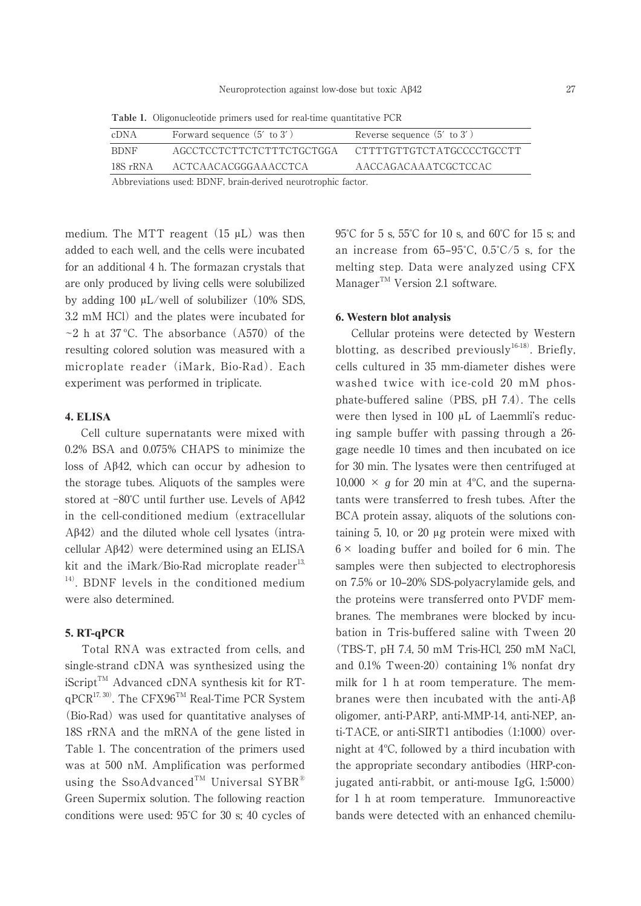**Table 1.** Oligonucleotide primers used for real-time quantitative PCR

| cDNA | Forward sequence (5′ to 3′) | Reverse sequence (5′ to 3′) |
|---|---|---|
| BDNF | AGCCTCCTCTTCTCTTTCTGCTGGA | CTTTTGTTGTCTATGCCCCTGCCTT |
| 18S rRNA | ACTCAACACGGGAAACCTCA | AACCAGACAAATCGCTCCAC |

Abbreviations used: BDNF, brain-derived neurotrophic factor.

medium. The MTT reagent (15 μL) was then added to each well, and the cells were incubated for an additional 4 h. The formazan crystals that are only produced by living cells were solubilized by adding 100 μL/well of solubilizer (10% SDS, 3.2 mM HCl) and the plates were incubated for ~2 h at 37 °C. The absorbance (A570) of the resulting colored solution was measured with a microplate reader (iMark, Bio-Rad). Each experiment was performed in triplicate.

#### 4. ELISA

Cell culture supernatants were mixed with 0.2% BSA and 0.075% CHAPS to minimize the loss of Aβ42, which can occur by adhesion to the storage tubes. Aliquots of the samples were stored at −80°C until further use. Levels of Aβ42 in the cell-conditioned medium (extracellular Aβ42) and the diluted whole cell lysates (intracellular Aβ42) were determined using an ELISA kit and the iMark/Bio-Rad microplate reader[13, 14]. BDNF levels in the conditioned medium were also determined.

#### 5. RT-qPCR

Total RNA was extracted from cells, and single-strand cDNA was synthesized using the iScript™ Advanced cDNA synthesis kit for RT-qPCR[17, 30]. The CFX96™ Real-Time PCR System (Bio-Rad) was used for quantitative analyses of 18S rRNA and the mRNA of the gene listed in Table 1. The concentration of the primers used was at 500 nM. Amplification was performed using the SsoAdvanced™ Universal SYBR® Green Supermix solution. The following reaction conditions were used: 95°C for 30 s; 40 cycles of 95°C for 5 s, 55°C for 10 s, and 60°C for 15 s; and an increase from 65–95°C, 0.5°C/5 s, for the melting step. Data were analyzed using CFX Manager™ Version 2.1 software.

#### 6. Western blot analysis

Cellular proteins were detected by Western blotting, as described previously[16-18]. Briefly, cells cultured in 35 mm-diameter dishes were washed twice with ice-cold 20 mM phosphate-buffered saline (PBS, pH 7.4). The cells were then lysed in 100 μL of Laemmli's reducing sample buffer with passing through a 26-gage needle 10 times and then incubated on ice for 30 min. The lysates were then centrifuged at 10,000 × *g* for 20 min at 4°C, and the supernatants were transferred to fresh tubes. After the BCA protein assay, aliquots of the solutions containing 5, 10, or 20 μg protein were mixed with 6 × loading buffer and boiled for 6 min. The samples were then subjected to electrophoresis on 7.5% or 10–20% SDS-polyacrylamide gels, and the proteins were transferred onto PVDF membranes. The membranes were blocked by incubation in Tris-buffered saline with Tween 20 (TBS-T, pH 7.4, 50 mM Tris-HCl, 250 mM NaCl, and 0.1% Tween-20) containing 1% nonfat dry milk for 1 h at room temperature. The membranes were then incubated with the anti-Aβ oligomer, anti-PARP, anti-MMP-14, anti-NEP, anti-TACE, or anti-SIRT1 antibodies (1:1000) overnight at 4°C, followed by a third incubation with the appropriate secondary antibodies (HRP-conjugated anti-rabbit, or anti-mouse IgG, 1:5000) for 1 h at room temperature. Immunoreactive bands were detected with an enhanced chemilu-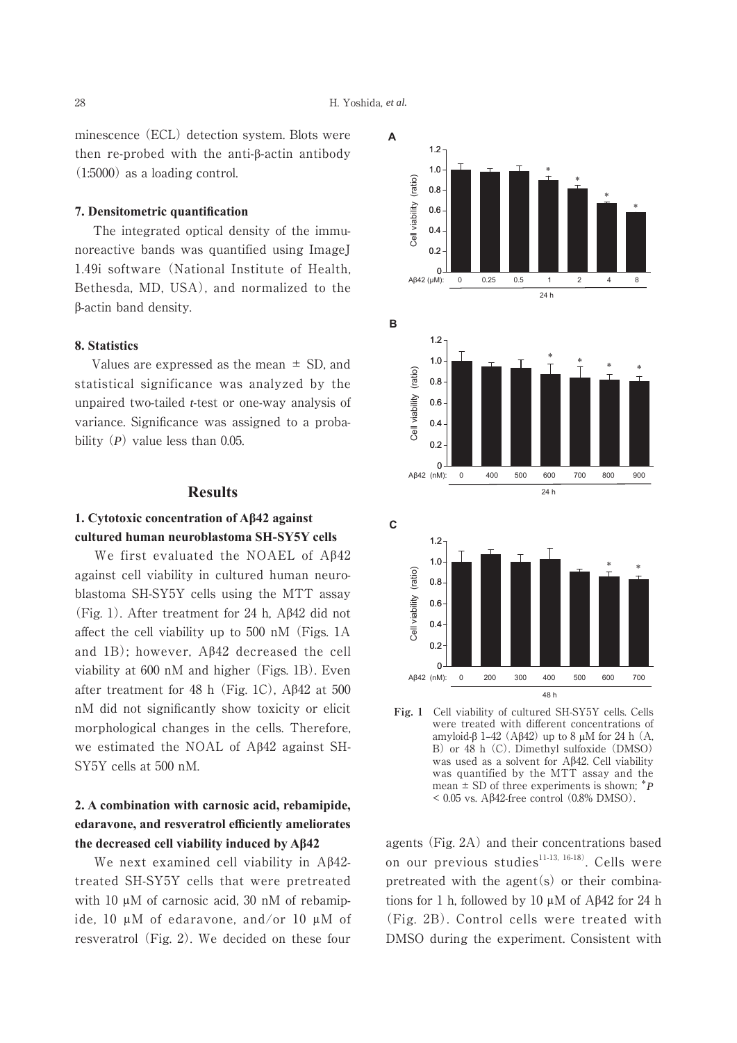minescence (ECL) detection system. Blots were then re-probed with the anti-β-actin antibody (1:5000) as a loading control.

### 7. Densitometric quantification

The integrated optical density of the immunoreactive bands was quantified using ImageJ 1.49i software (National Institute of Health, Bethesda, MD, USA), and normalized to the β-actin band density.

### 8. Statistics

Values are expressed as the mean ± SD, and statistical significance was analyzed by the unpaired two-tailed *t*-test or one-way analysis of variance. Significance was assigned to a probability ($P$) value less than 0.05.

## Results

### 1. Cytotoxic concentration of Aβ42 against cultured human neuroblastoma SH-SY5Y cells

We first evaluated the NOAEL of Aβ42 against cell viability in cultured human neuroblastoma SH-SY5Y cells using the MTT assay (Fig. 1). After treatment for 24 h, Aβ42 did not affect the cell viability up to 500 nM (Figs. 1A and 1B); however, Aβ42 decreased the cell viability at 600 nM and higher (Figs. 1B). Even after treatment for 48 h (Fig. 1C), Aβ42 at 500 nM did not significantly show toxicity or elicit morphological changes in the cells. Therefore, we estimated the NOAL of Aβ42 against SH-SY5Y cells at 500 nM.

Fig. 1 Cell viability of cultured SH-SY5Y cells. Cells were treated with different concentrations of amyloid-β 1–42 (Aβ42) up to 8 μM for 24 h (A, B) or 48 h (C). Dimethyl sulfoxide (DMSO) was used as a solvent for Aβ42. Cell viability was quantified by the MTT assay and the mean ± SD of three experiments is shown; \*$P$ < 0.05 vs. Aβ42-free control (0.8% DMSO).

### 2. A combination with carnosic acid, rebamipide, edaravone, and resveratrol efficiently ameliorates the decreased cell viability induced by Aβ42

We next examined cell viability in Aβ42-treated SH-SY5Y cells that were pretreated with 10 μM of carnosic acid, 30 nM of rebamipide, 10 μM of edaravone, and/or 10 μM of resveratrol (Fig. 2). We decided on these four agents (Fig. 2A) and their concentrations based on our previous studies[11-13, 16-18]. Cells were pretreated with the agent(s) or their combinations for 1 h, followed by 10 μM of Aβ42 for 24 h (Fig. 2B). Control cells were treated with DMSO during the experiment. Consistent with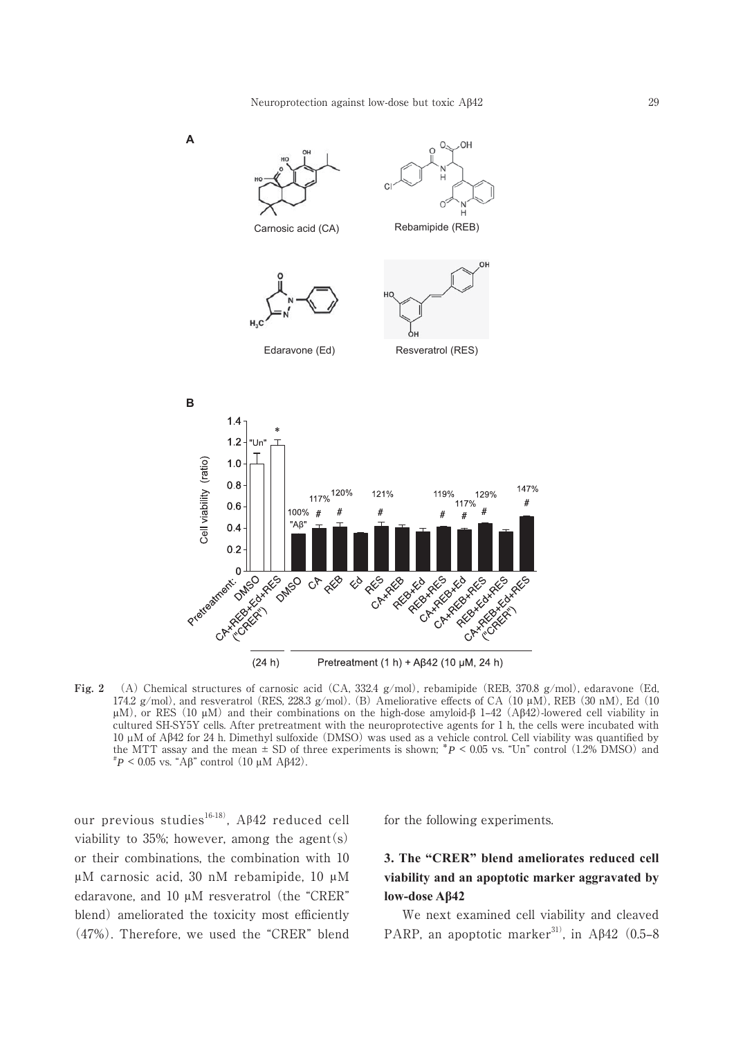**Fig. 2** (A) Chemical structures of carnosic acid (CA, 332.4 g/mol), rebamipide (REB, 370.8 g/mol), edaravone (Ed, 174.2 g/mol), and resveratrol (RES, 228.3 g/mol). (B) Ameliorative effects of CA (10 μM), REB (30 nM), Ed (10 μM), or RES (10 μM) and their combinations on the high-dose amyloid-β 1–42 (Aβ42)-lowered cell viability in cultured SH-SY5Y cells. After pretreatment with the neuroprotective agents for 1 h, the cells were incubated with 10 μM of Aβ42 for 24 h. Dimethyl sulfoxide (DMSO) was used as a vehicle control. Cell viability was quantified by the MTT assay and the mean ± SD of three experiments is shown; $^{*}P < 0.05$ vs. "Un" control (1.2% DMSO) and $^{\#}P < 0.05$ vs. "Aβ" control (10 μM Aβ42).

our previous studies[16-18], Aβ42 reduced cell viability to 35%; however, among the agent(s) or their combinations, the combination with 10 μM carnosic acid, 30 nM rebamipide, 10 μM edaravone, and 10 μM resveratrol (the "CRER" blend) ameliorated the toxicity most efficiently (47%). Therefore, we used the "CRER" blend for the following experiments.

## 3. The "CRER" blend ameliorates reduced cell viability and an apoptotic marker aggravated by low-dose Aβ42

We next examined cell viability and cleaved PARP, an apoptotic marker[31], in Aβ42 (0.5–8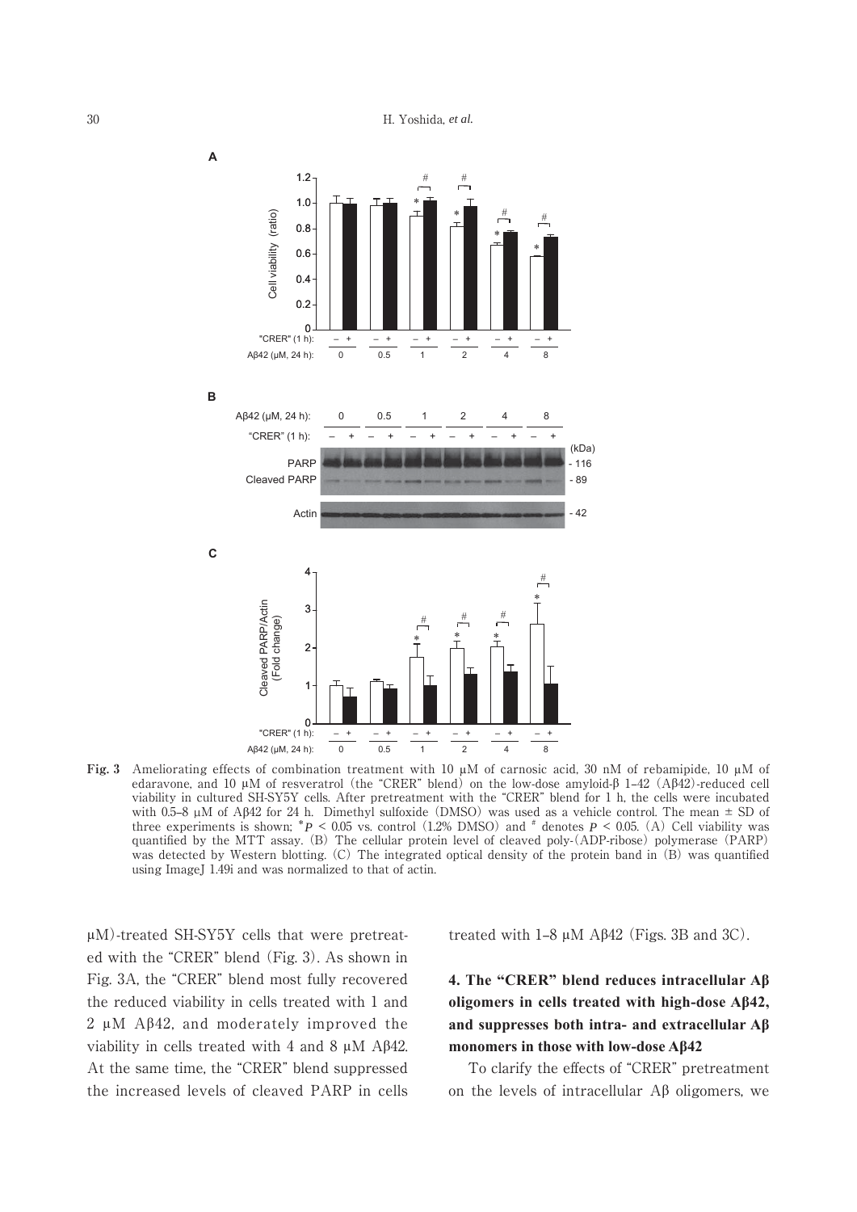**Fig. 3** Ameliorating effects of combination treatment with 10 μM of carnosic acid, 30 nM of rebamipide, 10 μM of edaravone, and 10 μM of resveratrol (the "CRER" blend) on the low-dose amyloid-β 1–42 (Aβ42)-reduced cell viability in cultured SH-SY5Y cells. After pretreatment with the "CRER" blend for 1 h, the cells were incubated with 0.5–8 μM of Aβ42 for 24 h. Dimethyl sulfoxide (DMSO) was used as a vehicle control. The mean ± SD of three experiments is shown; *$P < 0.05$ vs. control (1.2% DMSO) and # denotes $P < 0.05$. (A) Cell viability was quantified by the MTT assay. (B) The cellular protein level of cleaved poly-(ADP-ribose) polymerase (PARP) was detected by Western blotting. (C) The integrated optical density of the protein band in (B) was quantified using ImageJ 1.49i and was normalized to that of actin.

μM)-treated SH-SY5Y cells that were pretreated with the "CRER" blend (Fig. 3). As shown in Fig. 3A, the "CRER" blend most fully recovered the reduced viability in cells treated with 1 and 2 μM Aβ42, and moderately improved the viability in cells treated with 4 and 8 μM Aβ42. At the same time, the "CRER" blend suppressed the increased levels of cleaved PARP in cells treated with 1–8 μM Aβ42 (Figs. 3B and 3C).

### 4. The "CRER" blend reduces intracellular Aβ oligomers in cells treated with high-dose Aβ42, and suppresses both intra- and extracellular Aβ monomers in those with low-dose Aβ42

To clarify the effects of "CRER" pretreatment on the levels of intracellular Aβ oligomers, we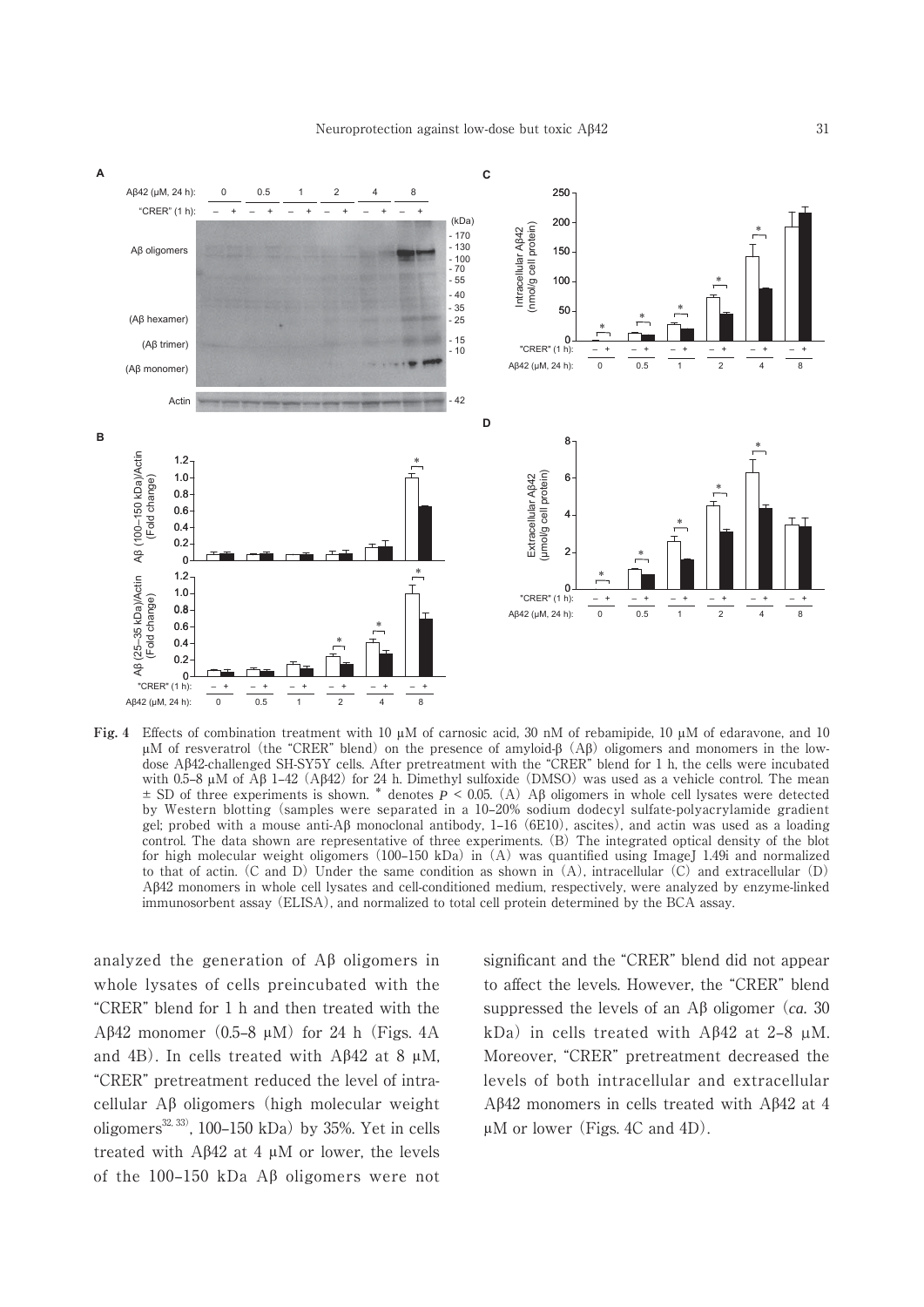**Fig. 4** Effects of combination treatment with 10 μM of carnosic acid, 30 nM of rebamipide, 10 μM of edaravone, and 10 μM of resveratrol (the "CRER" blend) on the presence of amyloid-β (Aβ) oligomers and monomers in the low-dose Aβ42-challenged SH-SY5Y cells. After pretreatment with the "CRER" blend for 1 h, the cells were incubated with 0.5–8 μM of Aβ 1–42 (Aβ42) for 24 h. Dimethyl sulfoxide (DMSO) was used as a vehicle control. The mean ± SD of three experiments is shown. * denotes $P < 0.05$. (A) Aβ oligomers in whole cell lysates were detected by Western blotting (samples were separated in a 10–20% sodium dodecyl sulfate-polyacrylamide gradient gel; probed with a mouse anti-Aβ monoclonal antibody, 1–16 (6E10), ascites), and actin was used as a loading control. The data shown are representative of three experiments. (B) The integrated optical density of the blot for high molecular weight oligomers (100–150 kDa) in (A) was quantified using ImageJ 1.49i and normalized to that of actin. (C and D) Under the same condition as shown in (A), intracellular (C) and extracellular (D) Aβ42 monomers in whole cell lysates and cell-conditioned medium, respectively, were analyzed by enzyme-linked immunosorbent assay (ELISA), and normalized to total cell protein determined by the BCA assay.

analyzed the generation of Aβ oligomers in whole lysates of cells preincubated with the "CRER" blend for 1 h and then treated with the Aβ42 monomer (0.5–8 μM) for 24 h (Figs. 4A and 4B). In cells treated with Aβ42 at 8 μM, "CRER" pretreatment reduced the level of intracellular Aβ oligomers (high molecular weight oligomers[32, 33], 100–150 kDa) by 35%. Yet in cells treated with Aβ42 at 4 μM or lower, the levels of the 100–150 kDa Aβ oligomers were not significant and the "CRER" blend did not appear to affect the levels. However, the "CRER" blend suppressed the levels of an Aβ oligomer (*ca.* 30 kDa) in cells treated with Aβ42 at 2–8 μM. Moreover, "CRER" pretreatment decreased the levels of both intracellular and extracellular Aβ42 monomers in cells treated with Aβ42 at 4 μM or lower (Figs. 4C and 4D).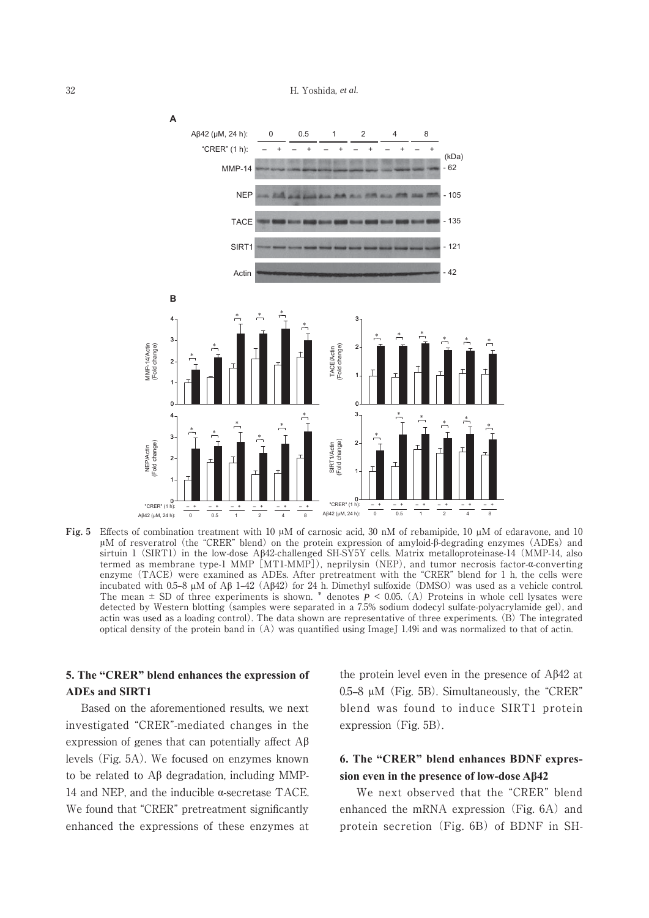**Fig. 5** Effects of combination treatment with 10 μM of carnosic acid, 30 nM of rebamipide, 10 μM of edaravone, and 10 μM of resveratrol (the "CRER" blend) on the protein expression of amyloid-β-degrading enzymes (ADEs) and sirtuin 1 (SIRT1) in the low-dose Aβ42-challenged SH-SY5Y cells. Matrix metalloproteinase-14 (MMP-14, also termed as membrane type-1 MMP [MT1-MMP]), neprilysin (NEP), and tumor necrosis factor-α-converting enzyme (TACE) were examined as ADEs. After pretreatment with the "CRER" blend for 1 h, the cells were incubated with 0.5–8 μM of Aβ 1–42 (Aβ42) for 24 h. Dimethyl sulfoxide (DMSO) was used as a vehicle control. The mean ± SD of three experiments is shown. * denotes $P < 0.05$. (A) Proteins in whole cell lysates were detected by Western blotting (samples were separated in a 7.5% sodium dodecyl sulfate-polyacrylamide gel), and actin was used as a loading control). The data shown are representative of three experiments. (B) The integrated optical density of the protein band in (A) was quantified using ImageJ 1.49i and was normalized to that of actin.

## 5. The "CRER" blend enhances the expression of ADEs and SIRT1

Based on the aforementioned results, we next investigated "CRER"-mediated changes in the expression of genes that can potentially affect Aβ levels (Fig. 5A). We focused on enzymes known to be related to Aβ degradation, including MMP-14 and NEP, and the inducible α-secretase TACE. We found that "CRER" pretreatment significantly enhanced the expressions of these enzymes at the protein level even in the presence of Aβ42 at 0.5–8 μM (Fig. 5B). Simultaneously, the "CRER" blend was found to induce SIRT1 protein expression (Fig. 5B).

## 6. The "CRER" blend enhances BDNF expression even in the presence of low-dose Aβ42

We next observed that the "CRER" blend enhanced the mRNA expression (Fig. 6A) and protein secretion (Fig. 6B) of BDNF in SH-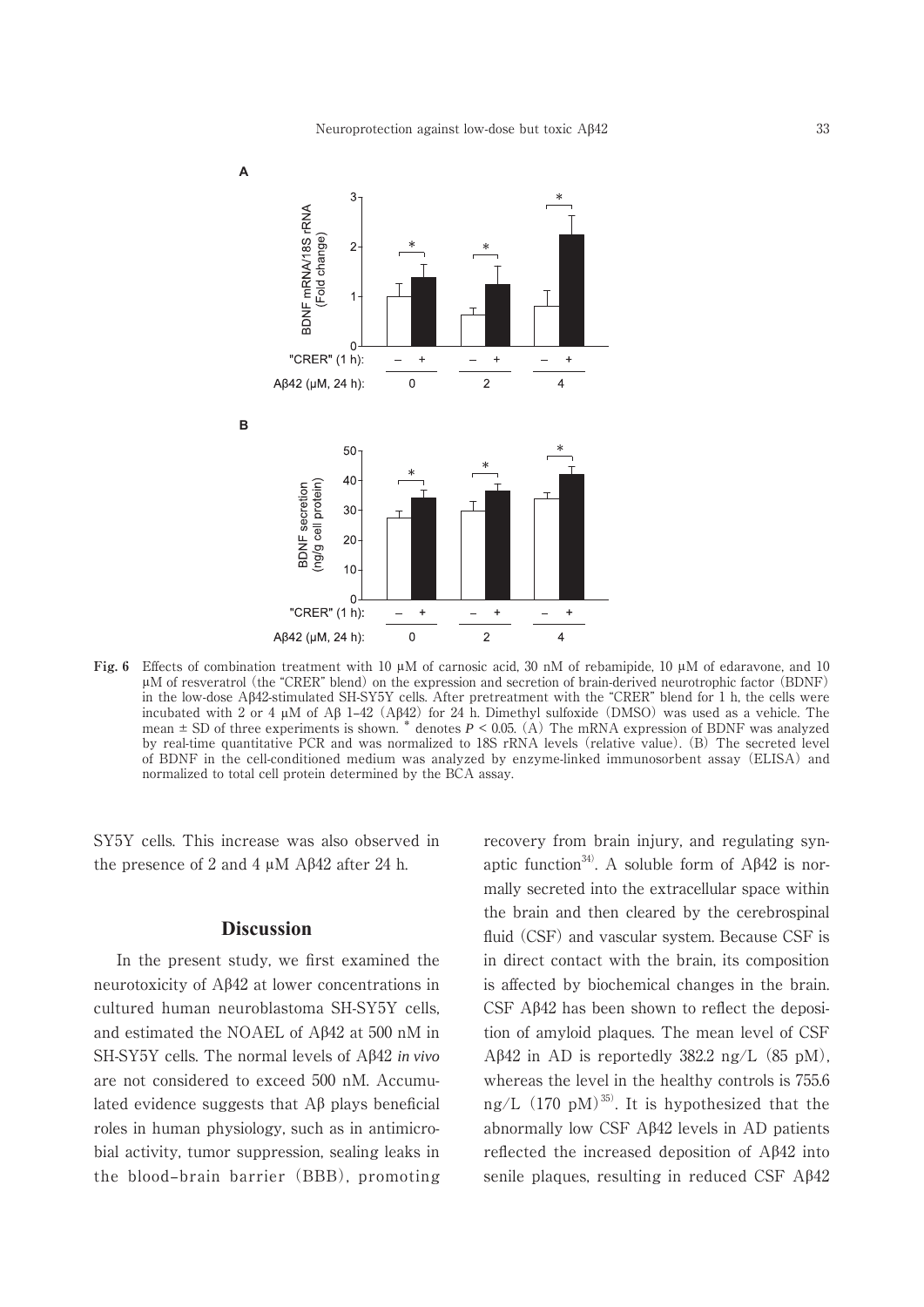**Fig. 6** Effects of combination treatment with 10 μM of carnosic acid, 30 nM of rebamipide, 10 μM of edaravone, and 10 μM of resveratrol (the "CRER" blend) on the expression and secretion of brain-derived neurotrophic factor (BDNF) in the low-dose Aβ42-stimulated SH-SY5Y cells. After pretreatment with the "CRER" blend for 1 h, the cells were incubated with 2 or 4 μM of Aβ 1–42 (Aβ42) for 24 h. Dimethyl sulfoxide (DMSO) was used as a vehicle. The mean ± SD of three experiments is shown. * denotes $P < 0.05$. (A) The mRNA expression of BDNF was analyzed by real-time quantitative PCR and was normalized to 18S rRNA levels (relative value). (B) The secreted level of BDNF in the cell-conditioned medium was analyzed by enzyme-linked immunosorbent assay (ELISA) and normalized to total cell protein determined by the BCA assay.

SY5Y cells. This increase was also observed in the presence of 2 and 4 μM Aβ42 after 24 h.

## Discussion

In the present study, we first examined the neurotoxicity of Aβ42 at lower concentrations in cultured human neuroblastoma SH-SY5Y cells, and estimated the NOAEL of Aβ42 at 500 nM in SH-SY5Y cells. The normal levels of Aβ42 *in vivo* are not considered to exceed 500 nM. Accumulated evidence suggests that Aβ plays beneficial roles in human physiology, such as in antimicrobial activity, tumor suppression, sealing leaks in the blood–brain barrier (BBB), promoting recovery from brain injury, and regulating synaptic function[34]. A soluble form of Aβ42 is normally secreted into the extracellular space within the brain and then cleared by the cerebrospinal fluid (CSF) and vascular system. Because CSF is in direct contact with the brain, its composition is affected by biochemical changes in the brain. CSF Aβ42 has been shown to reflect the deposition of amyloid plaques. The mean level of CSF Aβ42 in AD is reportedly 382.2 ng/L (85 pM), whereas the level in the healthy controls is 755.6 ng/L (170 pM)[35]. It is hypothesized that the abnormally low CSF Aβ42 levels in AD patients reflected the increased deposition of Aβ42 into senile plaques, resulting in reduced CSF Aβ42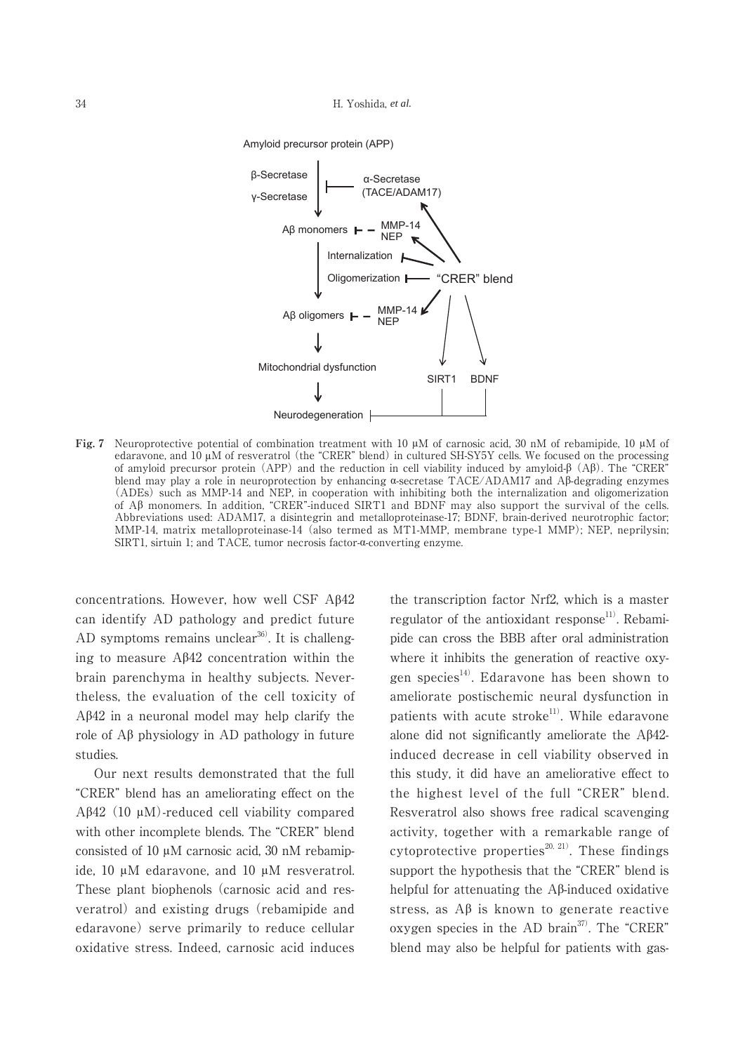**Fig. 7** Neuroprotective potential of combination treatment with 10 μM of carnosic acid, 30 nM of rebamipide, 10 μM of edaravone, and 10 μM of resveratrol (the "CRER" blend) in cultured SH-SY5Y cells. We focused on the processing of amyloid precursor protein (APP) and the reduction in cell viability induced by amyloid-β (Aβ). The "CRER" blend may play a role in neuroprotection by enhancing α-secretase TACE/ADAM17 and Aβ-degrading enzymes (ADEs) such as MMP-14 and NEP, in cooperation with inhibiting both the internalization and oligomerization of Aβ monomers. In addition, "CRER"-induced SIRT1 and BDNF may also support the survival of the cells. Abbreviations used: ADAM17, a disintegrin and metalloproteinase-17; BDNF, brain-derived neurotrophic factor; MMP-14, matrix metalloproteinase-14 (also termed as MT1-MMP, membrane type-1 MMP); NEP, neprilysin; SIRT1, sirtuin 1; and TACE, tumor necrosis factor-α-converting enzyme.

concentrations. However, how well CSF Aβ42 can identify AD pathology and predict future AD symptoms remains unclear[36]. It is challenging to measure Aβ42 concentration within the brain parenchyma in healthy subjects. Nevertheless, the evaluation of the cell toxicity of Aβ42 in a neuronal model may help clarify the role of Aβ physiology in AD pathology in future studies.

Our next results demonstrated that the full "CRER" blend has an ameliorating effect on the Aβ42 (10 μM)-reduced cell viability compared with other incomplete blends. The "CRER" blend consisted of 10 μM carnosic acid, 30 nM rebamipide, 10 μM edaravone, and 10 μM resveratrol. These plant biophenols (carnosic acid and resveratrol) and existing drugs (rebamipide and edaravone) serve primarily to reduce cellular oxidative stress. Indeed, carnosic acid induces the transcription factor Nrf2, which is a master regulator of the antioxidant response[11]. Rebamipide can cross the BBB after oral administration where it inhibits the generation of reactive oxygen species[14]. Edaravone has been shown to ameliorate postischemic neural dysfunction in patients with acute stroke[11]. While edaravone alone did not significantly ameliorate the Aβ42-induced decrease in cell viability observed in this study, it did have an ameliorative effect to the highest level of the full "CRER" blend. Resveratrol also shows free radical scavenging activity, together with a remarkable range of cytoprotective properties[20, 21]. These findings support the hypothesis that the "CRER" blend is helpful for attenuating the Aβ-induced oxidative stress, as Aβ is known to generate reactive oxygen species in the AD brain[37]. The "CRER" blend may also be helpful for patients with gas-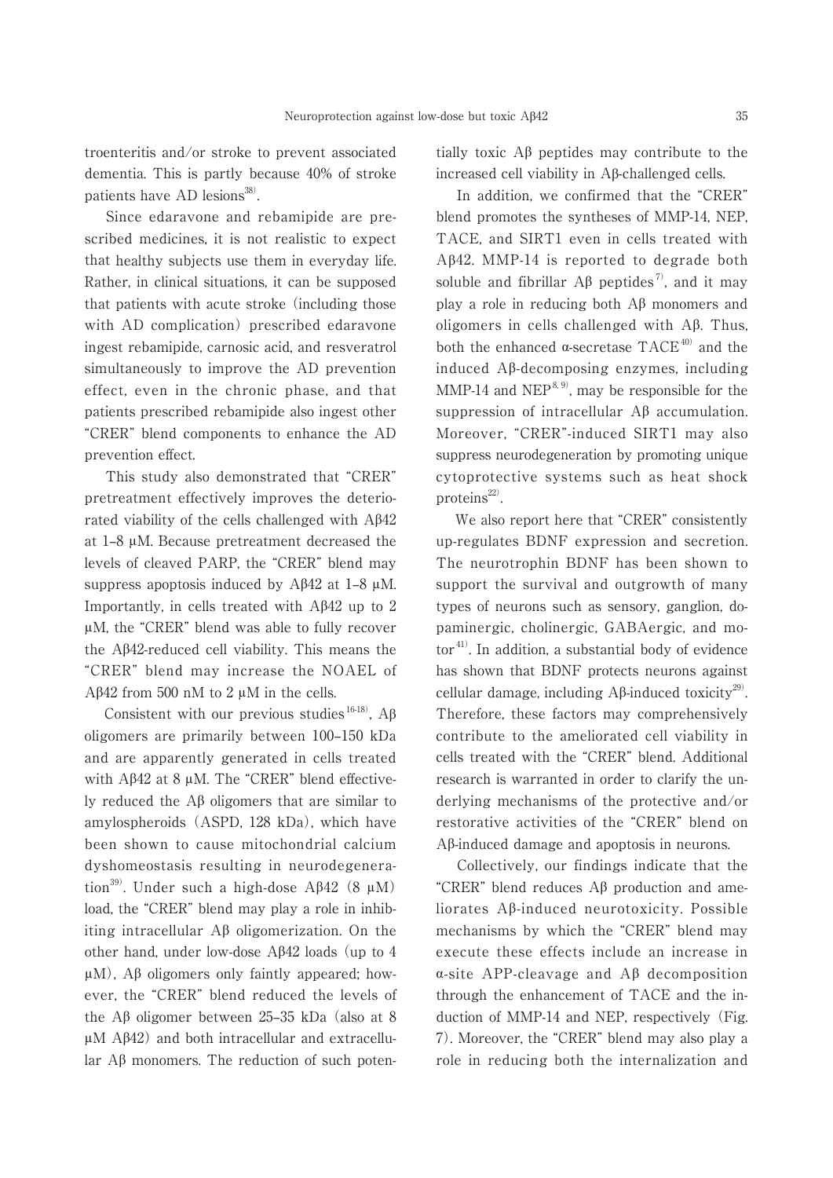troenteritis and/or stroke to prevent associated dementia. This is partly because 40% of stroke patients have AD lesions[38].

Since edaravone and rebamipide are prescribed medicines, it is not realistic to expect that healthy subjects use them in everyday life. Rather, in clinical situations, it can be supposed that patients with acute stroke (including those with AD complication) prescribed edaravone ingest rebamipide, carnosic acid, and resveratrol simultaneously to improve the AD prevention effect, even in the chronic phase, and that patients prescribed rebamipide also ingest other "CRER" blend components to enhance the AD prevention effect.

This study also demonstrated that "CRER" pretreatment effectively improves the deteriorated viability of the cells challenged with Aβ42 at 1–8 μM. Because pretreatment decreased the levels of cleaved PARP, the "CRER" blend may suppress apoptosis induced by Aβ42 at 1–8 μM. Importantly, in cells treated with Aβ42 up to 2 μM, the "CRER" blend was able to fully recover the Aβ42-reduced cell viability. This means the "CRER" blend may increase the NOAEL of Aβ42 from 500 nM to 2 μM in the cells.

Consistent with our previous studies[16-18], Aβ oligomers are primarily between 100–150 kDa and are apparently generated in cells treated with Aβ42 at 8 μM. The "CRER" blend effectively reduced the Aβ oligomers that are similar to amylospheroids (ASPD, 128 kDa), which have been shown to cause mitochondrial calcium dyshomeostasis resulting in neurodegeneration[39]. Under such a high-dose Aβ42 (8 μM) load, the "CRER" blend may play a role in inhibiting intracellular Aβ oligomerization. On the other hand, under low-dose Aβ42 loads (up to 4 μM), Aβ oligomers only faintly appeared; however, the "CRER" blend reduced the levels of the Aβ oligomer between 25–35 kDa (also at 8 μM Aβ42) and both intracellular and extracellular Aβ monomers. The reduction of such potentially toxic Aβ peptides may contribute to the increased cell viability in Aβ-challenged cells.

In addition, we confirmed that the "CRER" blend promotes the syntheses of MMP-14, NEP, TACE, and SIRT1 even in cells treated with Aβ42. MMP-14 is reported to degrade both soluble and fibrillar Aβ peptides[7], and it may play a role in reducing both Aβ monomers and oligomers in cells challenged with Aβ. Thus, both the enhanced α-secretase TACE[40] and the induced Aβ-decomposing enzymes, including MMP-14 and NEP[8,9], may be responsible for the suppression of intracellular Aβ accumulation. Moreover, "CRER"-induced SIRT1 may also suppress neurodegeneration by promoting unique cytoprotective systems such as heat shock proteins[22].

We also report here that "CRER" consistently up-regulates BDNF expression and secretion. The neurotrophin BDNF has been shown to support the survival and outgrowth of many types of neurons such as sensory, ganglion, dopaminergic, cholinergic, GABAergic, and motor[41]. In addition, a substantial body of evidence has shown that BDNF protects neurons against cellular damage, including Aβ-induced toxicity[29]. Therefore, these factors may comprehensively contribute to the ameliorated cell viability in cells treated with the "CRER" blend. Additional research is warranted in order to clarify the underlying mechanisms of the protective and/or restorative activities of the "CRER" blend on Aβ-induced damage and apoptosis in neurons.

Collectively, our findings indicate that the "CRER" blend reduces Aβ production and ameliorates Aβ-induced neurotoxicity. Possible mechanisms by which the "CRER" blend may execute these effects include an increase in α-site APP-cleavage and Aβ decomposition through the enhancement of TACE and the induction of MMP-14 and NEP, respectively (Fig. 7). Moreover, the "CRER" blend may also play a role in reducing both the internalization and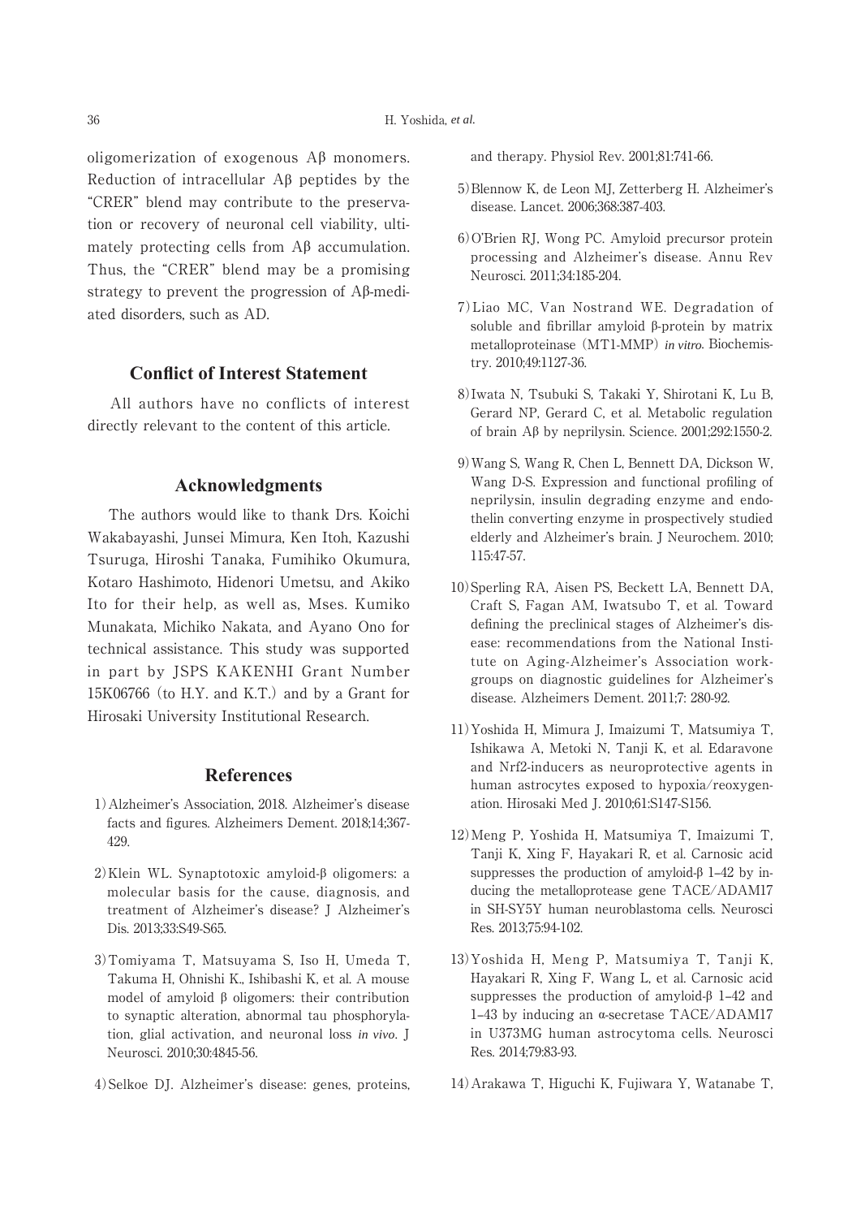oligomerization of exogenous Aβ monomers. Reduction of intracellular Aβ peptides by the "CRER" blend may contribute to the preservation or recovery of neuronal cell viability, ultimately protecting cells from Aβ accumulation. Thus, the "CRER" blend may be a promising strategy to prevent the progression of Aβ-mediated disorders, such as AD.

## Conflict of Interest Statement

All authors have no conflicts of interest directly relevant to the content of this article.

## Acknowledgments

The authors would like to thank Drs. Koichi Wakabayashi, Junsei Mimura, Ken Itoh, Kazushi Tsuruga, Hiroshi Tanaka, Fumihiko Okumura, Kotaro Hashimoto, Hidenori Umetsu, and Akiko Ito for their help, as well as, Mses. Kumiko Munakata, Michiko Nakata, and Ayano Ono for technical assistance. This study was supported in part by JSPS KAKENHI Grant Number 15K06766 (to H.Y. and K.T.) and by a Grant for Hirosaki University Institutional Research.

## References

1) Alzheimer's Association, 2018. Alzheimer's disease facts and figures. Alzheimers Dement. 2018;14;367-429.

2) Klein WL. Synaptotoxic amyloid-β oligomers: a molecular basis for the cause, diagnosis, and treatment of Alzheimer's disease? J Alzheimer's Dis. 2013;33:S49-S65.

3) Tomiyama T, Matsuyama S, Iso H, Umeda T, Takuma H, Ohnishi K., Ishibashi K, et al. A mouse model of amyloid β oligomers: their contribution to synaptic alteration, abnormal tau phosphorylation, glial activation, and neuronal loss *in vivo*. J Neurosci. 2010;30:4845-56.

4) Selkoe DJ. Alzheimer's disease: genes, proteins, and therapy. Physiol Rev. 2001;81:741-66.

5) Blennow K, de Leon MJ, Zetterberg H. Alzheimer's disease. Lancet. 2006;368:387-403.

6) O'Brien RJ, Wong PC. Amyloid precursor protein processing and Alzheimer's disease. Annu Rev Neurosci. 2011;34:185-204.

7) Liao MC, Van Nostrand WE. Degradation of soluble and fibrillar amyloid β-protein by matrix metalloproteinase (MT1-MMP) *in vitro*. Biochemistry. 2010;49:1127-36.

8) Iwata N, Tsubuki S, Takaki Y, Shirotani K, Lu B, Gerard NP, Gerard C, et al. Metabolic regulation of brain Aβ by neprilysin. Science. 2001;292:1550-2.

9) Wang S, Wang R, Chen L, Bennett DA, Dickson W, Wang D-S. Expression and functional profiling of neprilysin, insulin degrading enzyme and endothelin converting enzyme in prospectively studied elderly and Alzheimer's brain. J Neurochem. 2010; 115:47-57.

10) Sperling RA, Aisen PS, Beckett LA, Bennett DA, Craft S, Fagan AM, Iwatsubo T, et al. Toward defining the preclinical stages of Alzheimer's disease: recommendations from the National Institute on Aging-Alzheimer's Association workgroups on diagnostic guidelines for Alzheimer's disease. Alzheimers Dement. 2011;7: 280-92.

11) Yoshida H, Mimura J, Imaizumi T, Matsumiya T, Ishikawa A, Metoki N, Tanji K, et al. Edaravone and Nrf2-inducers as neuroprotective agents in human astrocytes exposed to hypoxia/reoxygenation. Hirosaki Med J. 2010;61:S147-S156.

12) Meng P, Yoshida H, Matsumiya T, Imaizumi T, Tanji K, Xing F, Hayakari R, et al. Carnosic acid suppresses the production of amyloid-β 1–42 by inducing the metalloprotease gene TACE/ADAM17 in SH-SY5Y human neuroblastoma cells. Neurosci Res. 2013;75:94-102.

13) Yoshida H, Meng P, Matsumiya T, Tanji K, Hayakari R, Xing F, Wang L, et al. Carnosic acid suppresses the production of amyloid-β 1–42 and 1–43 by inducing an α-secretase TACE/ADAM17 in U373MG human astrocytoma cells. Neurosci Res. 2014;79:83-93.

14) Arakawa T, Higuchi K, Fujiwara Y, Watanabe T,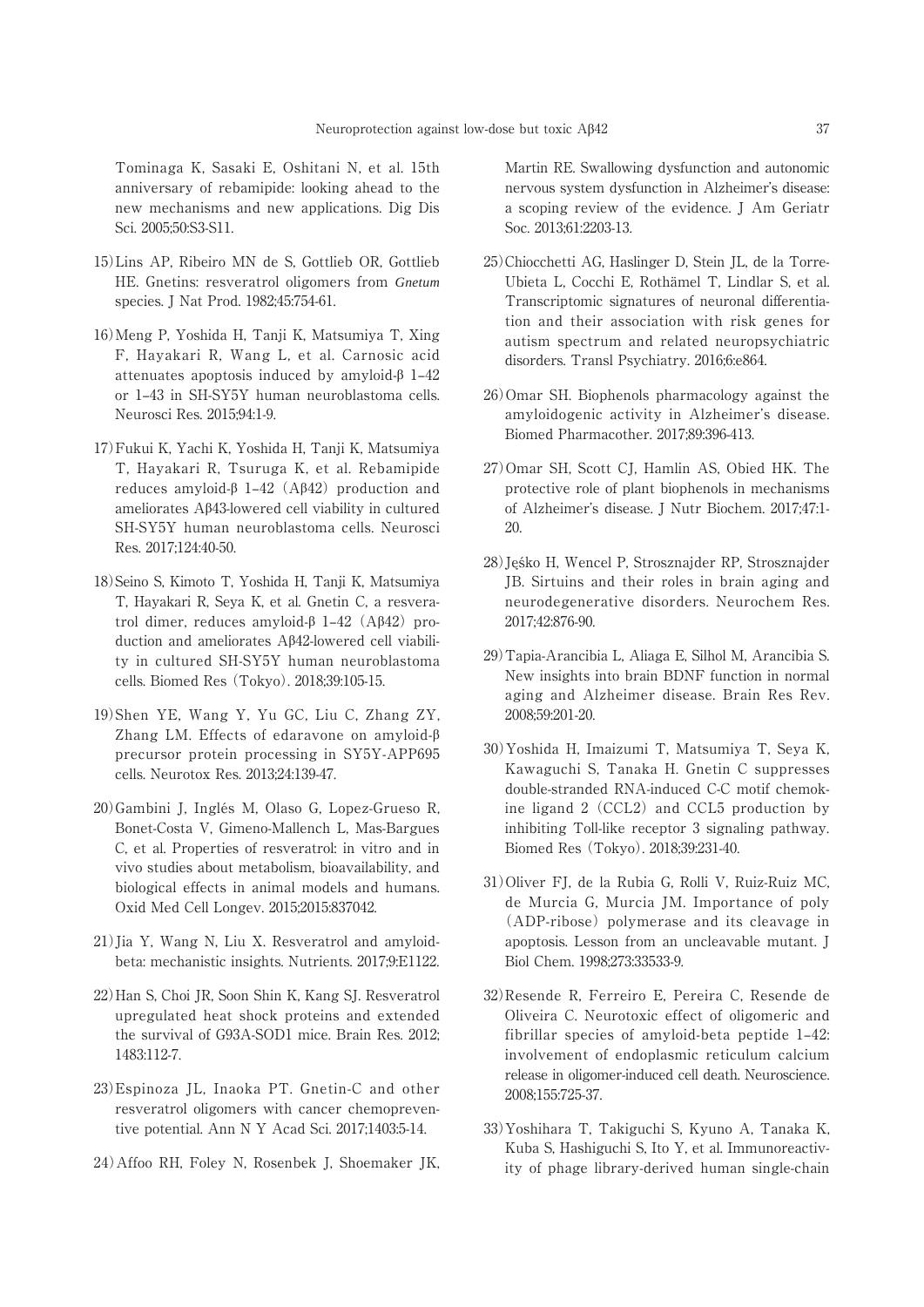Tominaga K, Sasaki E, Oshitani N, et al. 15th anniversary of rebamipide: looking ahead to the new mechanisms and new applications. Dig Dis Sci. 2005;50:S3-S11.

15) Lins AP, Ribeiro MN de S, Gottlieb OR, Gottlieb HE. Gnetins: resveratrol oligomers from *Gnetum* species. J Nat Prod. 1982;45:754-61.

16) Meng P, Yoshida H, Tanji K, Matsumiya T, Xing F, Hayakari R, Wang L, et al. Carnosic acid attenuates apoptosis induced by amyloid-β 1–42 or 1–43 in SH-SY5Y human neuroblastoma cells. Neurosci Res. 2015;94:1-9.

17) Fukui K, Yachi K, Yoshida H, Tanji K, Matsumiya T, Hayakari R, Tsuruga K, et al. Rebamipide reduces amyloid-β 1–42 (Aβ42) production and ameliorates Aβ43-lowered cell viability in cultured SH-SY5Y human neuroblastoma cells. Neurosci Res. 2017;124:40-50.

18) Seino S, Kimoto T, Yoshida H, Tanji K, Matsumiya T, Hayakari R, Seya K, et al. Gnetin C, a resveratrol dimer, reduces amyloid-β 1–42 (Aβ42) production and ameliorates Aβ42-lowered cell viability in cultured SH-SY5Y human neuroblastoma cells. Biomed Res (Tokyo). 2018;39:105-15.

19) Shen YE, Wang Y, Yu GC, Liu C, Zhang ZY, Zhang LM. Effects of edaravone on amyloid-β precursor protein processing in SY5Y-APP695 cells. Neurotox Res. 2013;24:139-47.

20) Gambini J, Inglés M, Olaso G, Lopez-Grueso R, Bonet-Costa V, Gimeno-Mallench L, Mas-Bargues C, et al. Properties of resveratrol: in vitro and in vivo studies about metabolism, bioavailability, and biological effects in animal models and humans. Oxid Med Cell Longev. 2015;2015:837042.

21) Jia Y, Wang N, Liu X. Resveratrol and amyloid-beta: mechanistic insights. Nutrients. 2017;9:E1122.

22) Han S, Choi JR, Soon Shin K, Kang SJ. Resveratrol upregulated heat shock proteins and extended the survival of G93A-SOD1 mice. Brain Res. 2012;1483:112-7.

23) Espinoza JL, Inaoka PT. Gnetin-C and other resveratrol oligomers with cancer chemopreventive potential. Ann N Y Acad Sci. 2017;1403:5-14.

24) Affoo RH, Foley N, Rosenbek J, Shoemaker JK, Martin RE. Swallowing dysfunction and autonomic nervous system dysfunction in Alzheimer's disease: a scoping review of the evidence. J Am Geriatr Soc. 2013;61:2203-13.

25) Chiocchetti AG, Haslinger D, Stein JL, de la Torre-Ubieta L, Cocchi E, Rothämel T, Lindlar S, et al. Transcriptomic signatures of neuronal differentiation and their association with risk genes for autism spectrum and related neuropsychiatric disorders. Transl Psychiatry. 2016;6:e864.

26) Omar SH. Biophenols pharmacology against the amyloidogenic activity in Alzheimer's disease. Biomed Pharmacother. 2017;89:396-413.

27) Omar SH, Scott CJ, Hamlin AS, Obied HK. The protective role of plant biophenols in mechanisms of Alzheimer's disease. J Nutr Biochem. 2017;47:1-20.

28) Jęśko H, Wencel P, Strosznajder RP, Strosznajder JB. Sirtuins and their roles in brain aging and neurodegenerative disorders. Neurochem Res. 2017;42:876-90.

29) Tapia-Arancibia L, Aliaga E, Silhol M, Arancibia S. New insights into brain BDNF function in normal aging and Alzheimer disease. Brain Res Rev. 2008;59:201-20.

30) Yoshida H, Imaizumi T, Matsumiya T, Seya K, Kawaguchi S, Tanaka H. Gnetin C suppresses double-stranded RNA-induced C-C motif chemokine ligand 2 (CCL2) and CCL5 production by inhibiting Toll-like receptor 3 signaling pathway. Biomed Res (Tokyo). 2018;39:231-40.

31) Oliver FJ, de la Rubia G, Rolli V, Ruiz-Ruiz MC, de Murcia G, Murcia JM. Importance of poly (ADP-ribose) polymerase and its cleavage in apoptosis. Lesson from an uncleavable mutant. J Biol Chem. 1998;273:33533-9.

32) Resende R, Ferreiro E, Pereira C, Resende de Oliveira C. Neurotoxic effect of oligomeric and fibrillar species of amyloid-beta peptide 1–42: involvement of endoplasmic reticulum calcium release in oligomer-induced cell death. Neuroscience. 2008;155:725-37.

33) Yoshihara T, Takiguchi S, Kyuno A, Tanaka K, Kuba S, Hashiguchi S, Ito Y, et al. Immunoreactivity of phage library-derived human single-chain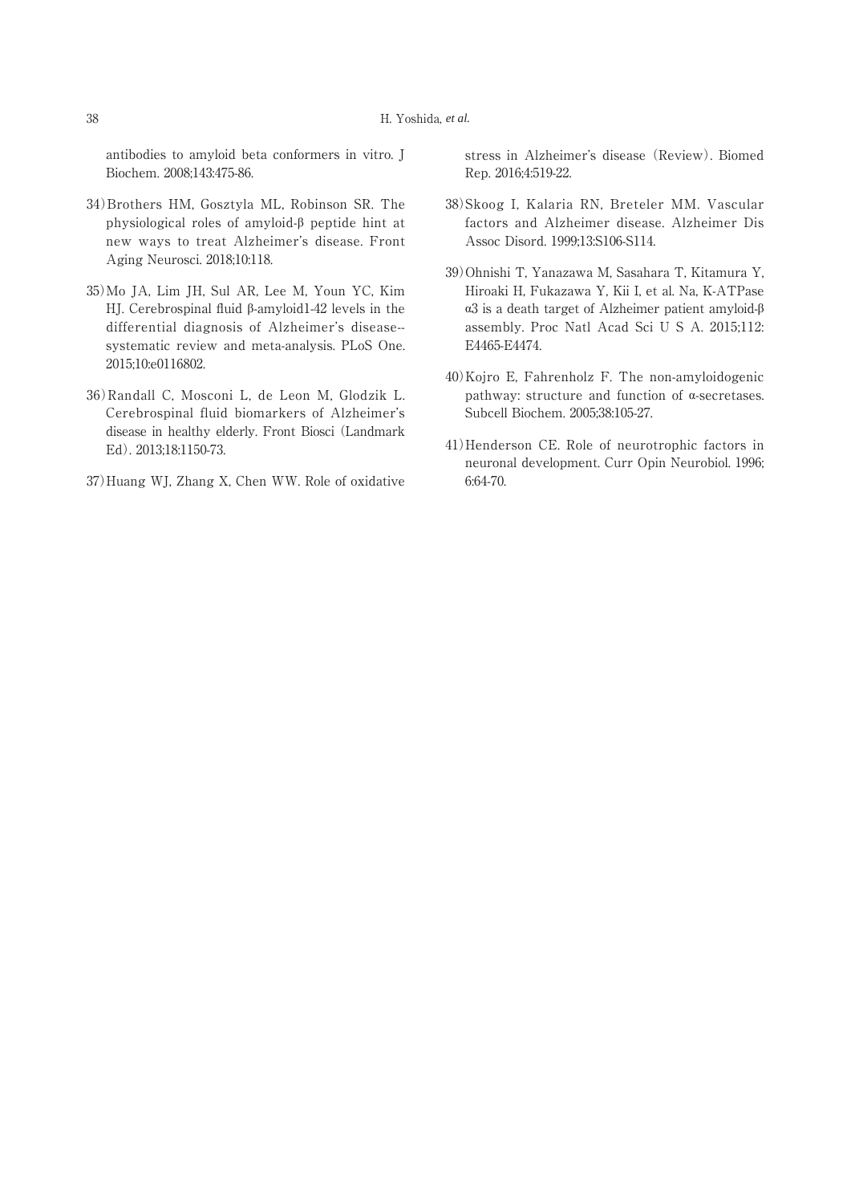antibodies to amyloid beta conformers in vitro. J Biochem. 2008;143:475-86.

34) Brothers HM, Gosztyla ML, Robinson SR. The physiological roles of amyloid-β peptide hint at new ways to treat Alzheimer's disease. Front Aging Neurosci. 2018;10:118.

35) Mo JA, Lim JH, Sul AR, Lee M, Youn YC, Kim HJ. Cerebrospinal fluid β-amyloid1-42 levels in the differential diagnosis of Alzheimer's disease--systematic review and meta-analysis. PLoS One. 2015;10:e0116802.

36) Randall C, Mosconi L, de Leon M, Glodzik L. Cerebrospinal fluid biomarkers of Alzheimer's disease in healthy elderly. Front Biosci (Landmark Ed). 2013;18:1150-73.

37) Huang WJ, Zhang X, Chen WW. Role of oxidative stress in Alzheimer's disease (Review). Biomed Rep. 2016;4:519-22.

38) Skoog I, Kalaria RN, Breteler MM. Vascular factors and Alzheimer disease. Alzheimer Dis Assoc Disord. 1999;13:S106-S114.

39) Ohnishi T, Yanazawa M, Sasahara T, Kitamura Y, Hiroaki H, Fukazawa Y, Kii I, et al. Na, K-ATPase α3 is a death target of Alzheimer patient amyloid-β assembly. Proc Natl Acad Sci U S A. 2015;112: E4465-E4474.

40) Kojro E, Fahrenholz F. The non-amyloidogenic pathway: structure and function of α-secretases. Subcell Biochem. 2005;38:105-27.

41) Henderson CE. Role of neurotrophic factors in neuronal development. Curr Opin Neurobiol. 1996; 6:64-70.